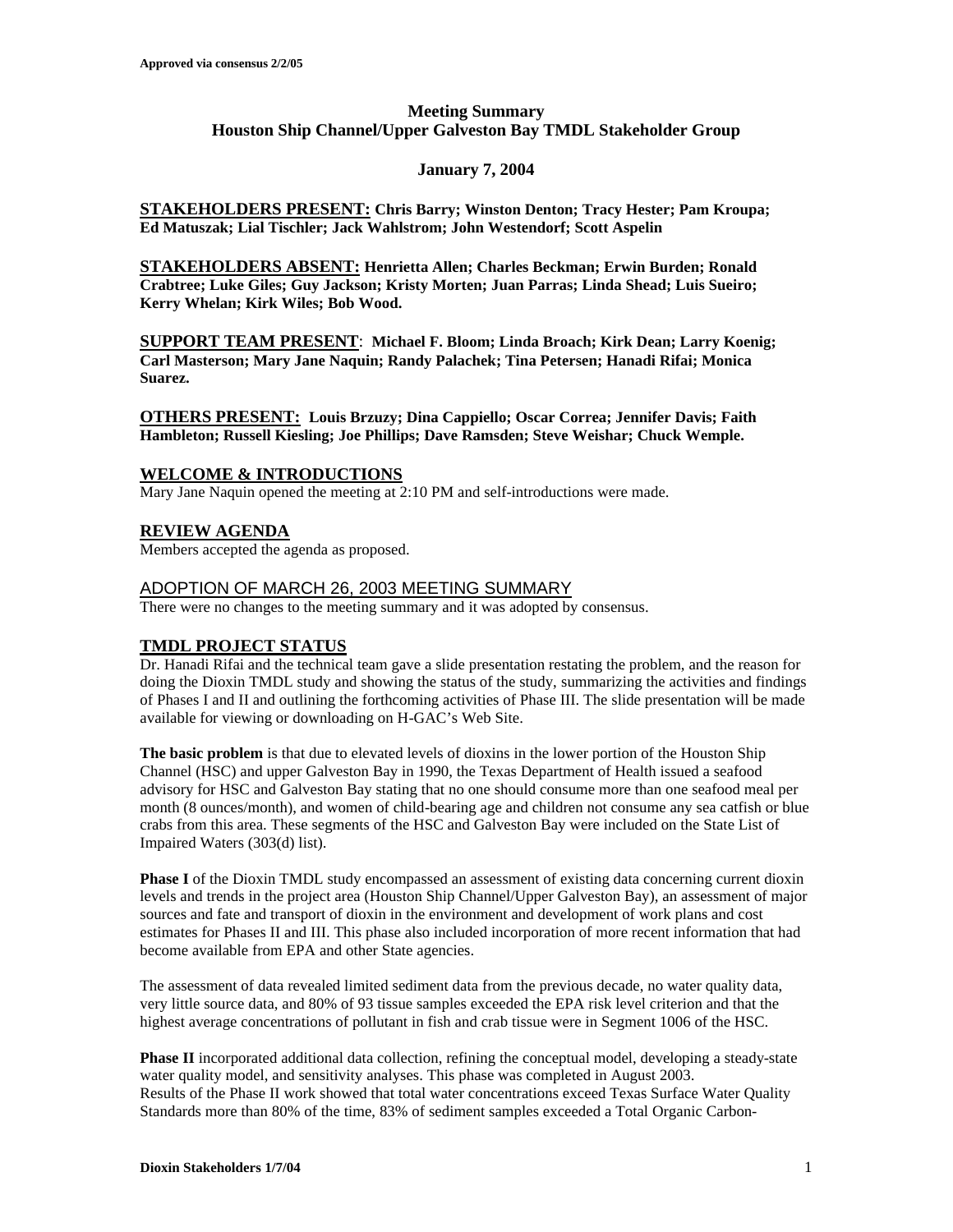**Approved via consensus 2/2/05**

# Meeting Summary
## Houston Ship Channel/Upper Galveston Bay TMDL Stakeholder Group

**January 7, 2004**

**STAKEHOLDERS PRESENT:** **Chris Barry; Winston Denton; Tracy Hester; Pam Kroupa; Ed Matuszak; Lial Tischler; Jack Wahlstrom; John Westendorf; Scott Aspelin**

**STAKEHOLDERS ABSENT:** **Henrietta Allen; Charles Beckman; Erwin Burden; Ronald Crabtree; Luke Giles; Guy Jackson; Kristy Morten; Juan Parras; Linda Shead; Luis Sueiro; Kerry Whelan; Kirk Wiles; Bob Wood.**

**SUPPORT TEAM PRESENT**: **Michael F. Bloom; Linda Broach; Kirk Dean; Larry Koenig; Carl Masterson; Mary Jane Naquin; Randy Palachek; Tina Petersen; Hanadi Rifai; Monica Suarez.**

**OTHERS PRESENT:** **Louis Brzuzy; Dina Cappiello; Oscar Correa; Jennifer Davis; Faith Hambleton; Russell Kiesling; Joe Phillips; Dave Ramsden; Steve Weishar; Chuck Wemple.**

### WELCOME & INTRODUCTIONS

Mary Jane Naquin opened the meeting at 2:10 PM and self-introductions were made.

### REVIEW AGENDA

Members accepted the agenda as proposed.

### ADOPTION OF MARCH 26, 2003 MEETING SUMMARY

There were no changes to the meeting summary and it was adopted by consensus.

### TMDL PROJECT STATUS

Dr. Hanadi Rifai and the technical team gave a slide presentation restating the problem, and the reason for doing the Dioxin TMDL study and showing the status of the study, summarizing the activities and findings of Phases I and II and outlining the forthcoming activities of Phase III. The slide presentation will be made available for viewing or downloading on H-GAC's Web Site.

**The basic problem** is that due to elevated levels of dioxins in the lower portion of the Houston Ship Channel (HSC) and upper Galveston Bay in 1990, the Texas Department of Health issued a seafood advisory for HSC and Galveston Bay stating that no one should consume more than one seafood meal per month (8 ounces/month), and women of child-bearing age and children not consume any sea catfish or blue crabs from this area. These segments of the HSC and Galveston Bay were included on the State List of Impaired Waters (303(d) list).

**Phase I** of the Dioxin TMDL study encompassed an assessment of existing data concerning current dioxin levels and trends in the project area (Houston Ship Channel/Upper Galveston Bay), an assessment of major sources and fate and transport of dioxin in the environment and development of work plans and cost estimates for Phases II and III. This phase also included incorporation of more recent information that had become available from EPA and other State agencies.

The assessment of data revealed limited sediment data from the previous decade, no water quality data, very little source data, and 80% of 93 tissue samples exceeded the EPA risk level criterion and that the highest average concentrations of pollutant in fish and crab tissue were in Segment 1006 of the HSC.

**Phase II** incorporated additional data collection, refining the conceptual model, developing a steady-state water quality model, and sensitivity analyses. This phase was completed in August 2003.
Results of the Phase II work showed that total water concentrations exceed Texas Surface Water Quality Standards more than 80% of the time, 83% of sediment samples exceeded a Total Organic Carbon-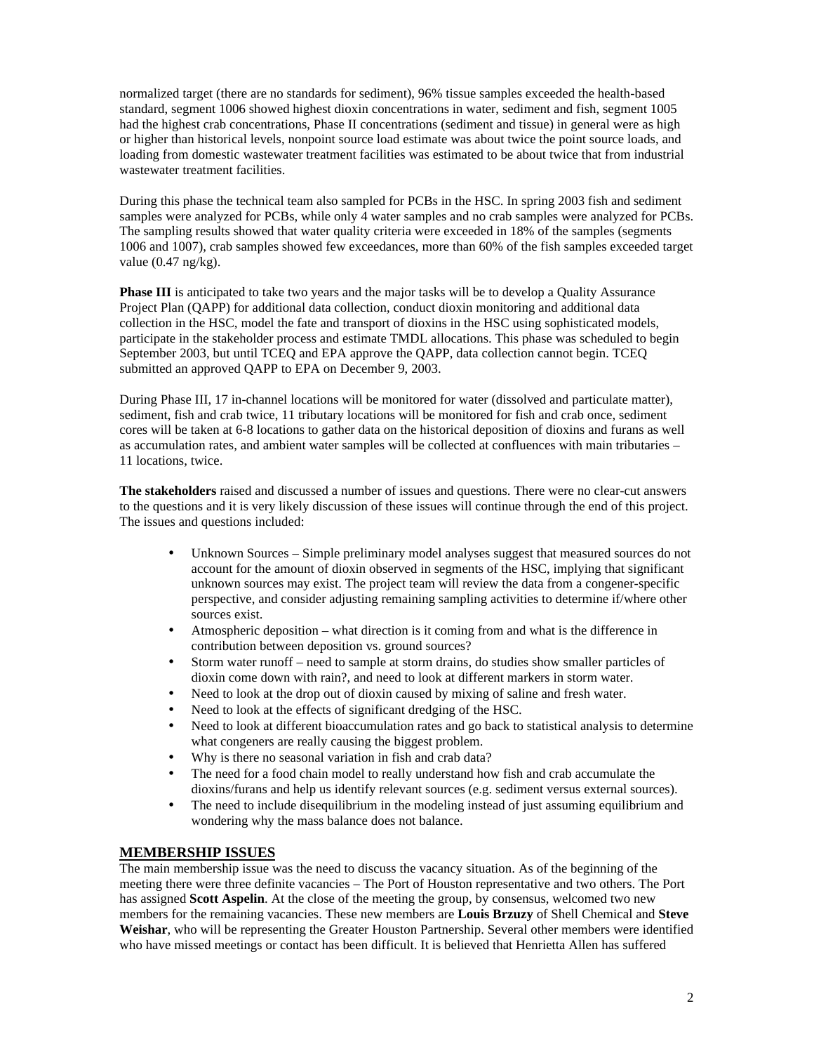normalized target (there are no standards for sediment), 96% tissue samples exceeded the health-based standard, segment 1006 showed highest dioxin concentrations in water, sediment and fish, segment 1005 had the highest crab concentrations, Phase II concentrations (sediment and tissue) in general were as high or higher than historical levels, nonpoint source load estimate was about twice the point source loads, and loading from domestic wastewater treatment facilities was estimated to be about twice that from industrial wastewater treatment facilities.

During this phase the technical team also sampled for PCBs in the HSC. In spring 2003 fish and sediment samples were analyzed for PCBs, while only 4 water samples and no crab samples were analyzed for PCBs. The sampling results showed that water quality criteria were exceeded in 18% of the samples (segments 1006 and 1007), crab samples showed few exceedances, more than 60% of the fish samples exceeded target value (0.47 ng/kg).

**Phase III** is anticipated to take two years and the major tasks will be to develop a Quality Assurance Project Plan (QAPP) for additional data collection, conduct dioxin monitoring and additional data collection in the HSC, model the fate and transport of dioxins in the HSC using sophisticated models, participate in the stakeholder process and estimate TMDL allocations. This phase was scheduled to begin September 2003, but until TCEQ and EPA approve the QAPP, data collection cannot begin. TCEQ submitted an approved QAPP to EPA on December 9, 2003.

During Phase III, 17 in-channel locations will be monitored for water (dissolved and particulate matter), sediment, fish and crab twice, 11 tributary locations will be monitored for fish and crab once, sediment cores will be taken at 6-8 locations to gather data on the historical deposition of dioxins and furans as well as accumulation rates, and ambient water samples will be collected at confluences with main tributaries – 11 locations, twice.

**The stakeholders** raised and discussed a number of issues and questions. There were no clear-cut answers to the questions and it is very likely discussion of these issues will continue through the end of this project. The issues and questions included:

- Unknown Sources – Simple preliminary model analyses suggest that measured sources do not account for the amount of dioxin observed in segments of the HSC, implying that significant unknown sources may exist. The project team will review the data from a congener-specific perspective, and consider adjusting remaining sampling activities to determine if/where other sources exist.
- Atmospheric deposition – what direction is it coming from and what is the difference in contribution between deposition vs. ground sources?
- Storm water runoff – need to sample at storm drains, do studies show smaller particles of dioxin come down with rain?, and need to look at different markers in storm water.
- Need to look at the drop out of dioxin caused by mixing of saline and fresh water.
- Need to look at the effects of significant dredging of the HSC.
- Need to look at different bioaccumulation rates and go back to statistical analysis to determine what congeners are really causing the biggest problem.
- Why is there no seasonal variation in fish and crab data?
- The need for a food chain model to really understand how fish and crab accumulate the dioxins/furans and help us identify relevant sources (e.g. sediment versus external sources).
- The need to include disequilibrium in the modeling instead of just assuming equilibrium and wondering why the mass balance does not balance.

## MEMBERSHIP ISSUES

The main membership issue was the need to discuss the vacancy situation. As of the beginning of the meeting there were three definite vacancies – The Port of Houston representative and two others. The Port has assigned **Scott Aspelin**. At the close of the meeting the group, by consensus, welcomed two new members for the remaining vacancies. These new members are **Louis Brzuzy** of Shell Chemical and **Steve Weishar**, who will be representing the Greater Houston Partnership. Several other members were identified who have missed meetings or contact has been difficult. It is believed that Henrietta Allen has suffered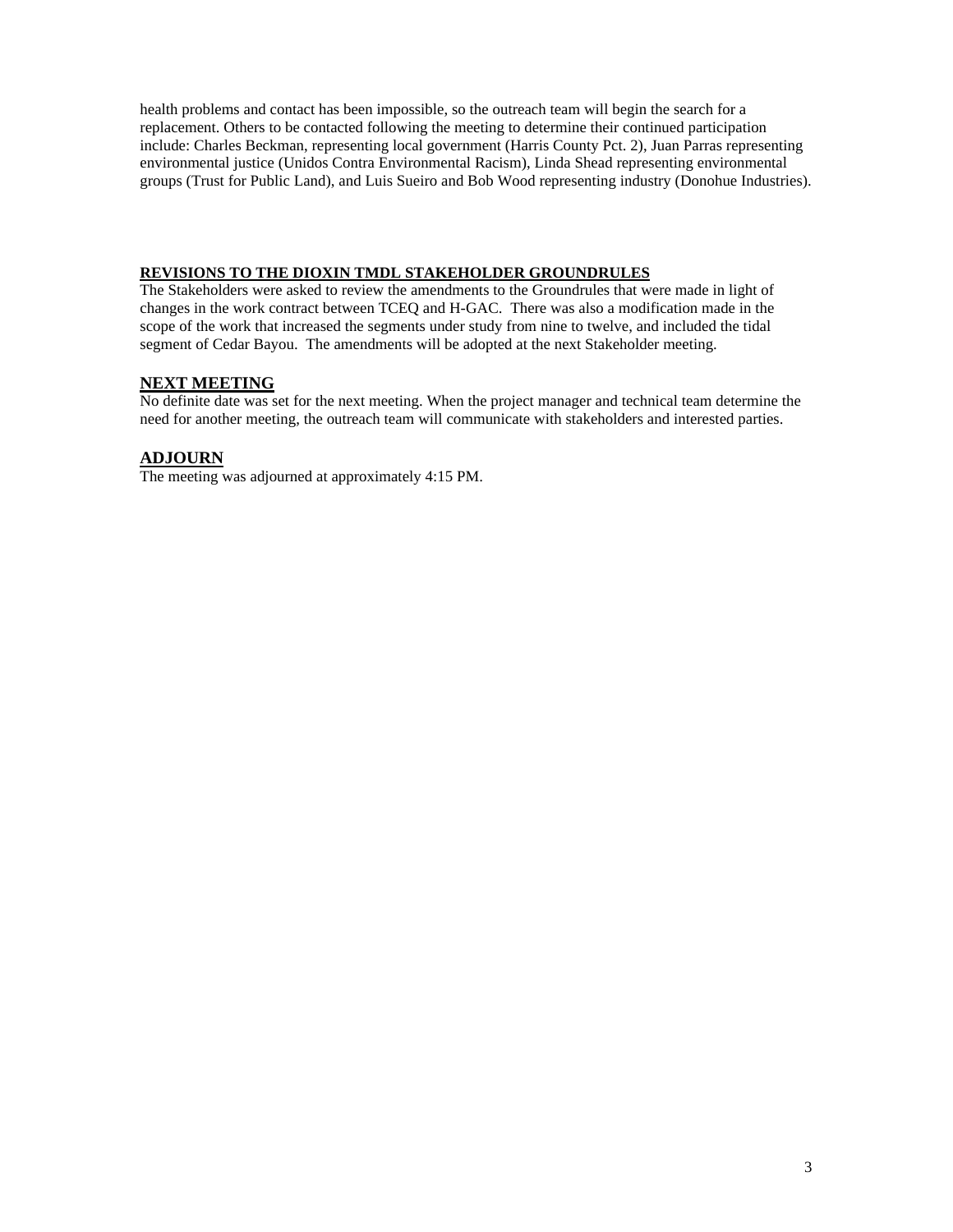health problems and contact has been impossible, so the outreach team will begin the search for a replacement. Others to be contacted following the meeting to determine their continued participation include: Charles Beckman, representing local government (Harris County Pct. 2), Juan Parras representing environmental justice (Unidos Contra Environmental Racism), Linda Shead representing environmental groups (Trust for Public Land), and Luis Sueiro and Bob Wood representing industry (Donohue Industries).

**REVISIONS TO THE DIOXIN TMDL STAKEHOLDER GROUNDRULES**

The Stakeholders were asked to review the amendments to the Groundrules that were made in light of changes in the work contract between TCEQ and H-GAC. There was also a modification made in the scope of the work that increased the segments under study from nine to twelve, and included the tidal segment of Cedar Bayou. The amendments will be adopted at the next Stakeholder meeting.

## NEXT MEETING

No definite date was set for the next meeting. When the project manager and technical team determine the need for another meeting, the outreach team will communicate with stakeholders and interested parties.

## ADJOURN

The meeting was adjourned at approximately 4:15 PM.